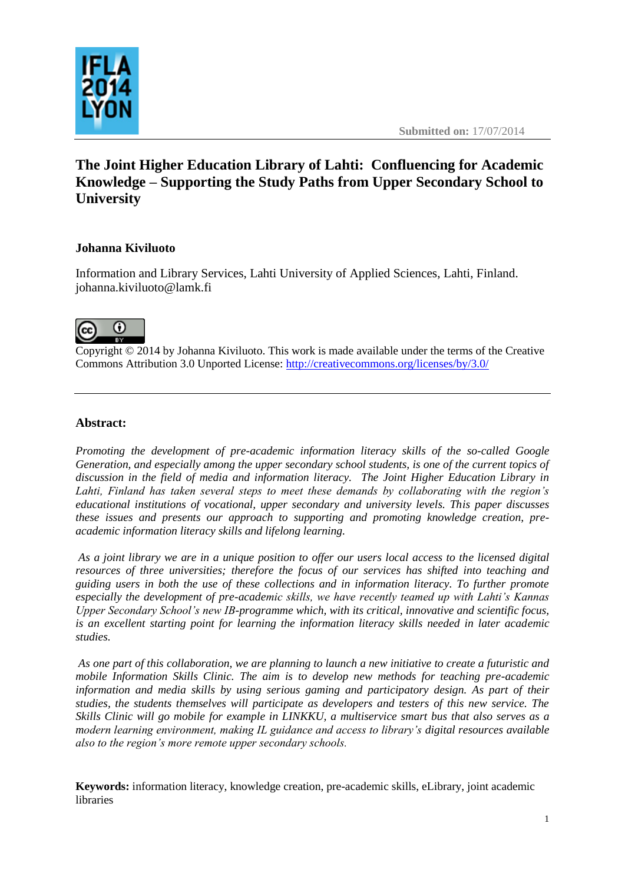Submitted on: 17/07/2014

# The Joint Higher Education Library of Lahti: Confluencing for Academic Knowledge – Supporting the Study Paths from Upper Secondary School to University

**Johanna Kiviluoto**

Information and Library Services, Lahti University of Applied Sciences, Lahti, Finland.
johanna.kiviluoto@lamk.fi

Copyright © 2014 by Johanna Kiviluoto. This work is made available under the terms of the Creative Commons Attribution 3.0 Unported License: http://creativecommons.org/licenses/by/3.0/

---

## Abstract:

*Promoting the development of pre-academic information literacy skills of the so-called Google Generation, and especially among the upper secondary school students, is one of the current topics of discussion in the field of media and information literacy. The Joint Higher Education Library in Lahti, Finland has taken several steps to meet these demands by collaborating with the region's educational institutions of vocational, upper secondary and university levels. This paper discusses these issues and presents our approach to supporting and promoting knowledge creation, pre-academic information literacy skills and lifelong learning.*

*As a joint library we are in a unique position to offer our users local access to the licensed digital resources of three universities; therefore the focus of our services has shifted into teaching and guiding users in both the use of these collections and in information literacy. To further promote especially the development of pre-academic skills, we have recently teamed up with Lahti's Kannas Upper Secondary School's new IB-programme which, with its critical, innovative and scientific focus, is an excellent starting point for learning the information literacy skills needed in later academic studies.*

*As one part of this collaboration, we are planning to launch a new initiative to create a futuristic and mobile Information Skills Clinic. The aim is to develop new methods for teaching pre-academic information and media skills by using serious gaming and participatory design. As part of their studies, the students themselves will participate as developers and testers of this new service. The Skills Clinic will go mobile for example in LINKKU, a multiservice smart bus that also serves as a modern learning environment, making IL guidance and access to library's digital resources available also to the region's more remote upper secondary schools.*

**Keywords:** information literacy, knowledge creation, pre-academic skills, eLibrary, joint academic libraries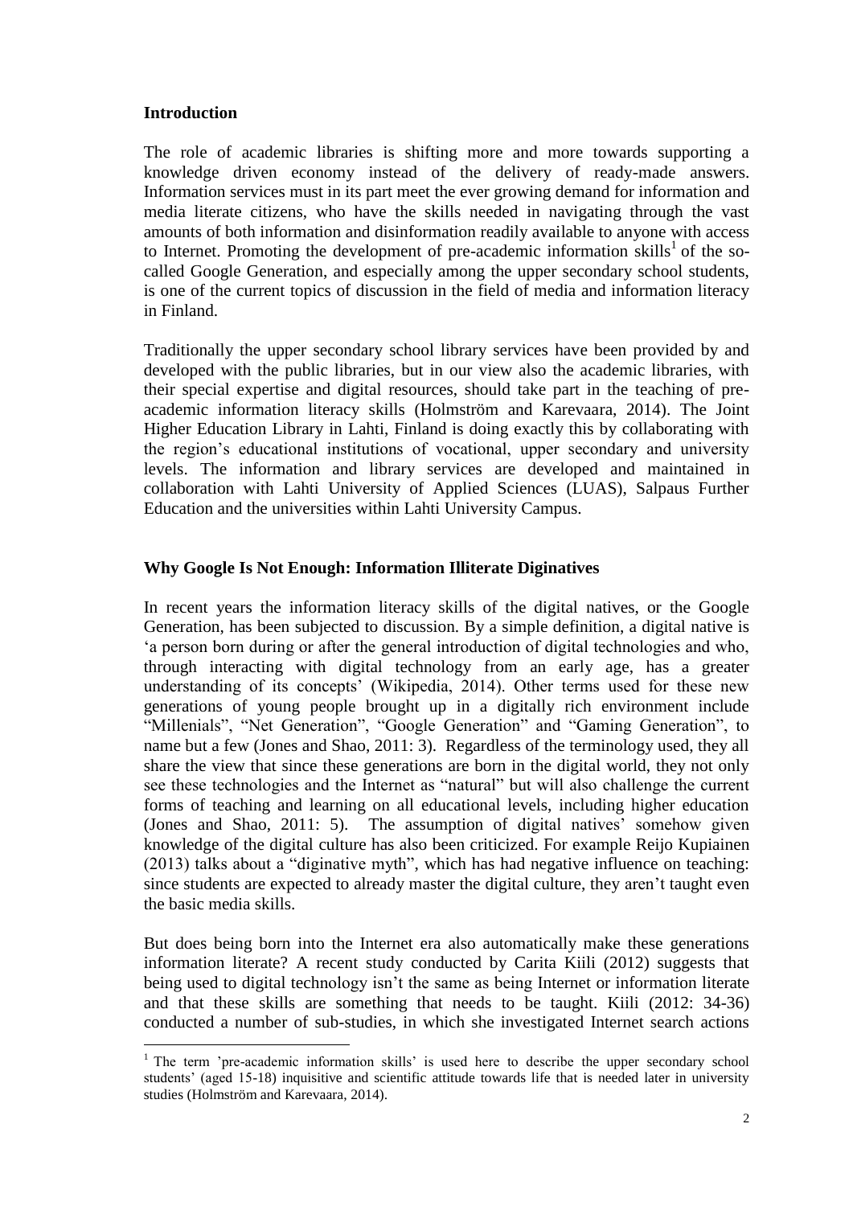### Introduction

The role of academic libraries is shifting more and more towards supporting a knowledge driven economy instead of the delivery of ready-made answers. Information services must in its part meet the ever growing demand for information and media literate citizens, who have the skills needed in navigating through the vast amounts of both information and disinformation readily available to anyone with access to Internet. Promoting the development of pre-academic information skills[1] of the so-called Google Generation, and especially among the upper secondary school students, is one of the current topics of discussion in the field of media and information literacy in Finland.

Traditionally the upper secondary school library services have been provided by and developed with the public libraries, but in our view also the academic libraries, with their special expertise and digital resources, should take part in the teaching of pre-academic information literacy skills (Holmström and Karevaara, 2014). The Joint Higher Education Library in Lahti, Finland is doing exactly this by collaborating with the region's educational institutions of vocational, upper secondary and university levels. The information and library services are developed and maintained in collaboration with Lahti University of Applied Sciences (LUAS), Salpaus Further Education and the universities within Lahti University Campus.

### Why Google Is Not Enough: Information Illiterate Diginatives

In recent years the information literacy skills of the digital natives, or the Google Generation, has been subjected to discussion. By a simple definition, a digital native is 'a person born during or after the general introduction of digital technologies and who, through interacting with digital technology from an early age, has a greater understanding of its concepts' (Wikipedia, 2014). Other terms used for these new generations of young people brought up in a digitally rich environment include "Millenials", "Net Generation", "Google Generation" and "Gaming Generation", to name but a few (Jones and Shao, 2011: 3). Regardless of the terminology used, they all share the view that since these generations are born in the digital world, they not only see these technologies and the Internet as "natural" but will also challenge the current forms of teaching and learning on all educational levels, including higher education (Jones and Shao, 2011: 5). The assumption of digital natives' somehow given knowledge of the digital culture has also been criticized. For example Reijo Kupiainen (2013) talks about a "diginative myth", which has had negative influence on teaching: since students are expected to already master the digital culture, they aren't taught even the basic media skills.

But does being born into the Internet era also automatically make these generations information literate? A recent study conducted by Carita Kiili (2012) suggests that being used to digital technology isn't the same as being Internet or information literate and that these skills are something that needs to be taught. Kiili (2012: 34-36) conducted a number of sub-studies, in which she investigated Internet search actions

[1] The term 'pre-academic information skills' is used here to describe the upper secondary school students' (aged 15-18) inquisitive and scientific attitude towards life that is needed later in university studies (Holmström and Karevaara, 2014).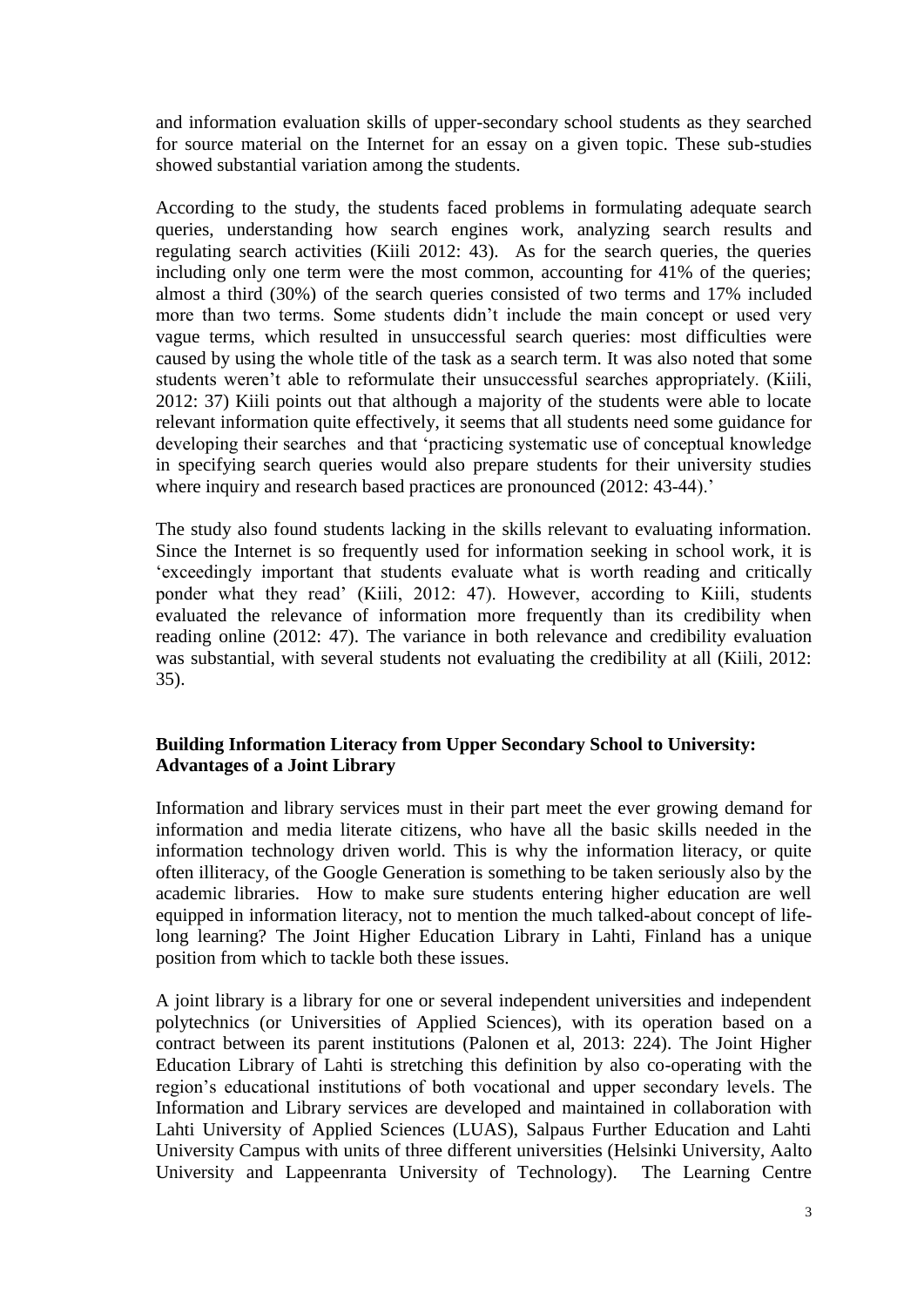and information evaluation skills of upper-secondary school students as they searched for source material on the Internet for an essay on a given topic. These sub-studies showed substantial variation among the students.

According to the study, the students faced problems in formulating adequate search queries, understanding how search engines work, analyzing search results and regulating search activities (Kiili 2012: 43). As for the search queries, the queries including only one term were the most common, accounting for 41% of the queries; almost a third (30%) of the search queries consisted of two terms and 17% included more than two terms. Some students didn't include the main concept or used very vague terms, which resulted in unsuccessful search queries: most difficulties were caused by using the whole title of the task as a search term. It was also noted that some students weren't able to reformulate their unsuccessful searches appropriately. (Kiili, 2012: 37) Kiili points out that although a majority of the students were able to locate relevant information quite effectively, it seems that all students need some guidance for developing their searches and that 'practicing systematic use of conceptual knowledge in specifying search queries would also prepare students for their university studies where inquiry and research based practices are pronounced (2012: 43-44).'

The study also found students lacking in the skills relevant to evaluating information. Since the Internet is so frequently used for information seeking in school work, it is 'exceedingly important that students evaluate what is worth reading and critically ponder what they read' (Kiili, 2012: 47). However, according to Kiili, students evaluated the relevance of information more frequently than its credibility when reading online (2012: 47). The variance in both relevance and credibility evaluation was substantial, with several students not evaluating the credibility at all (Kiili, 2012: 35).

## Building Information Literacy from Upper Secondary School to University: Advantages of a Joint Library

Information and library services must in their part meet the ever growing demand for information and media literate citizens, who have all the basic skills needed in the information technology driven world. This is why the information literacy, or quite often illiteracy, of the Google Generation is something to be taken seriously also by the academic libraries. How to make sure students entering higher education are well equipped in information literacy, not to mention the much talked-about concept of life-long learning? The Joint Higher Education Library in Lahti, Finland has a unique position from which to tackle both these issues.

A joint library is a library for one or several independent universities and independent polytechnics (or Universities of Applied Sciences), with its operation based on a contract between its parent institutions (Palonen et al, 2013: 224). The Joint Higher Education Library of Lahti is stretching this definition by also co-operating with the region's educational institutions of both vocational and upper secondary levels. The Information and Library services are developed and maintained in collaboration with Lahti University of Applied Sciences (LUAS), Salpaus Further Education and Lahti University Campus with units of three different universities (Helsinki University, Aalto University and Lappeenranta University of Technology). The Learning Centre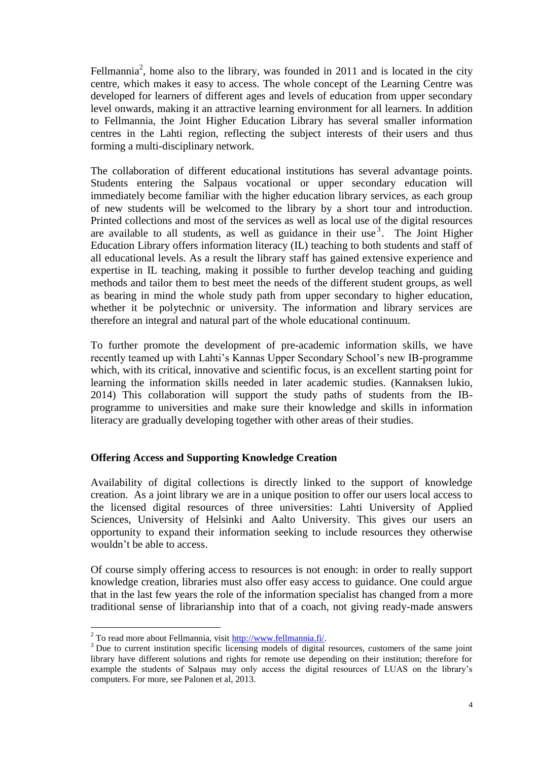Fellmannia[2], home also to the library, was founded in 2011 and is located in the city centre, which makes it easy to access. The whole concept of the Learning Centre was developed for learners of different ages and levels of education from upper secondary level onwards, making it an attractive learning environment for all learners. In addition to Fellmannia, the Joint Higher Education Library has several smaller information centres in the Lahti region, reflecting the subject interests of their users and thus forming a multi-disciplinary network.

The collaboration of different educational institutions has several advantage points. Students entering the Salpaus vocational or upper secondary education will immediately become familiar with the higher education library services, as each group of new students will be welcomed to the library by a short tour and introduction. Printed collections and most of the services as well as local use of the digital resources are available to all students, as well as guidance in their use[3]. The Joint Higher Education Library offers information literacy (IL) teaching to both students and staff of all educational levels. As a result the library staff has gained extensive experience and expertise in IL teaching, making it possible to further develop teaching and guiding methods and tailor them to best meet the needs of the different student groups, as well as bearing in mind the whole study path from upper secondary to higher education, whether it be polytechnic or university. The information and library services are therefore an integral and natural part of the whole educational continuum.

To further promote the development of pre-academic information skills, we have recently teamed up with Lahti's Kannas Upper Secondary School's new IB-programme which, with its critical, innovative and scientific focus, is an excellent starting point for learning the information skills needed in later academic studies. (Kannaksen lukio, 2014) This collaboration will support the study paths of students from the IB-programme to universities and make sure their knowledge and skills in information literacy are gradually developing together with other areas of their studies.

## Offering Access and Supporting Knowledge Creation

Availability of digital collections is directly linked to the support of knowledge creation. As a joint library we are in a unique position to offer our users local access to the licensed digital resources of three universities: Lahti University of Applied Sciences, University of Helsinki and Aalto University. This gives our users an opportunity to expand their information seeking to include resources they otherwise wouldn't be able to access.

Of course simply offering access to resources is not enough: in order to really support knowledge creation, libraries must also offer easy access to guidance. One could argue that in the last few years the role of the information specialist has changed from a more traditional sense of librarianship into that of a coach, not giving ready-made answers

---

[2] To read more about Fellmannia, visit http://www.fellmannia.fi/.

[3] Due to current institution specific licensing models of digital resources, customers of the same joint library have different solutions and rights for remote use depending on their institution; therefore for example the students of Salpaus may only access the digital resources of LUAS on the library's computers. For more, see Palonen et al, 2013.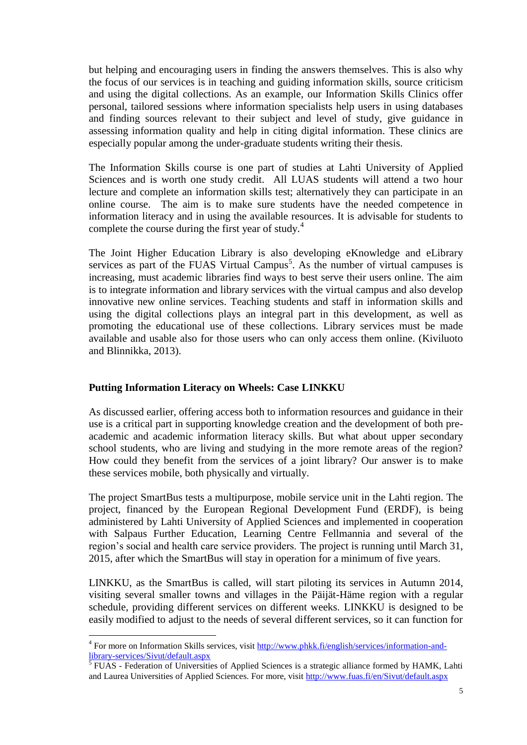but helping and encouraging users in finding the answers themselves. This is also why the focus of our services is in teaching and guiding information skills, source criticism and using the digital collections. As an example, our Information Skills Clinics offer personal, tailored sessions where information specialists help users in using databases and finding sources relevant to their subject and level of study, give guidance in assessing information quality and help in citing digital information. These clinics are especially popular among the under-graduate students writing their thesis.

The Information Skills course is one part of studies at Lahti University of Applied Sciences and is worth one study credit. All LUAS students will attend a two hour lecture and complete an information skills test; alternatively they can participate in an online course. The aim is to make sure students have the needed competence in information literacy and in using the available resources. It is advisable for students to complete the course during the first year of study.[4]

The Joint Higher Education Library is also developing eKnowledge and eLibrary services as part of the FUAS Virtual Campus[5]. As the number of virtual campuses is increasing, must academic libraries find ways to best serve their users online. The aim is to integrate information and library services with the virtual campus and also develop innovative new online services. Teaching students and staff in information skills and using the digital collections plays an integral part in this development, as well as promoting the educational use of these collections. Library services must be made available and usable also for those users who can only access them online. (Kiviluoto and Blinnikka, 2013).

## Putting Information Literacy on Wheels: Case LINKKU

As discussed earlier, offering access both to information resources and guidance in their use is a critical part in supporting knowledge creation and the development of both pre-academic and academic information literacy skills. But what about upper secondary school students, who are living and studying in the more remote areas of the region? How could they benefit from the services of a joint library? Our answer is to make these services mobile, both physically and virtually.

The project SmartBus tests a multipurpose, mobile service unit in the Lahti region. The project, financed by the European Regional Development Fund (ERDF), is being administered by Lahti University of Applied Sciences and implemented in cooperation with Salpaus Further Education, Learning Centre Fellmannia and several of the region's social and health care service providers. The project is running until March 31, 2015, after which the SmartBus will stay in operation for a minimum of five years.

LINKKU, as the SmartBus is called, will start piloting its services in Autumn 2014, visiting several smaller towns and villages in the Päijät-Häme region with a regular schedule, providing different services on different weeks. LINKKU is designed to be easily modified to adjust to the needs of several different services, so it can function for

---

[4] For more on Information Skills services, visit http://www.phkk.fi/english/services/information-and-library-services/Sivut/default.aspx

[5] FUAS - Federation of Universities of Applied Sciences is a strategic alliance formed by HAMK, Lahti and Laurea Universities of Applied Sciences. For more, visit http://www.fuas.fi/en/Sivut/default.aspx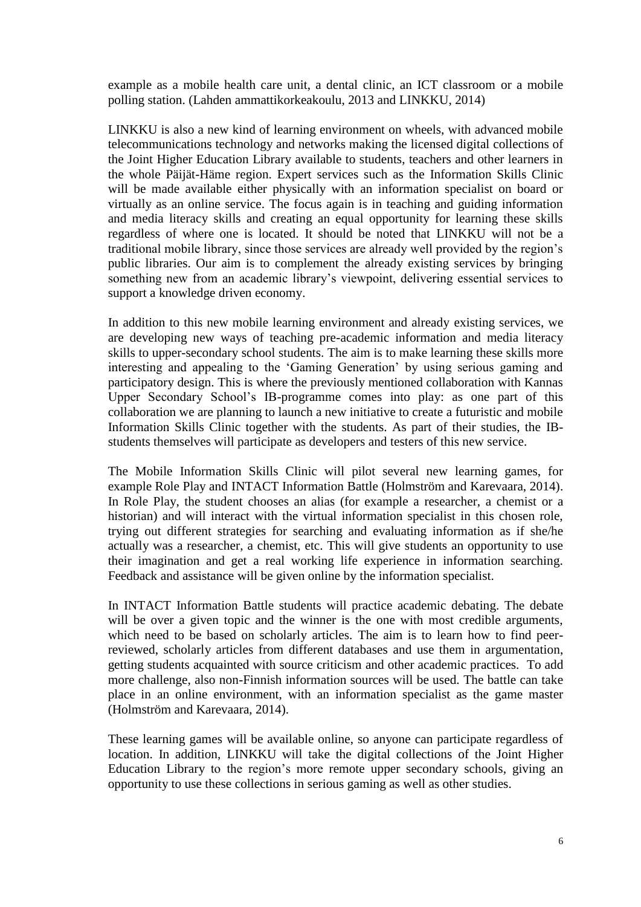example as a mobile health care unit, a dental clinic, an ICT classroom or a mobile polling station. (Lahden ammattikorkeakoulu, 2013 and LINKKU, 2014)

LINKKU is also a new kind of learning environment on wheels, with advanced mobile telecommunications technology and networks making the licensed digital collections of the Joint Higher Education Library available to students, teachers and other learners in the whole Päijät-Häme region. Expert services such as the Information Skills Clinic will be made available either physically with an information specialist on board or virtually as an online service. The focus again is in teaching and guiding information and media literacy skills and creating an equal opportunity for learning these skills regardless of where one is located. It should be noted that LINKKU will not be a traditional mobile library, since those services are already well provided by the region's public libraries. Our aim is to complement the already existing services by bringing something new from an academic library's viewpoint, delivering essential services to support a knowledge driven economy.

In addition to this new mobile learning environment and already existing services, we are developing new ways of teaching pre-academic information and media literacy skills to upper-secondary school students. The aim is to make learning these skills more interesting and appealing to the 'Gaming Generation' by using serious gaming and participatory design. This is where the previously mentioned collaboration with Kannas Upper Secondary School's IB-programme comes into play: as one part of this collaboration we are planning to launch a new initiative to create a futuristic and mobile Information Skills Clinic together with the students. As part of their studies, the IB-students themselves will participate as developers and testers of this new service.

The Mobile Information Skills Clinic will pilot several new learning games, for example Role Play and INTACT Information Battle (Holmström and Karevaara, 2014). In Role Play, the student chooses an alias (for example a researcher, a chemist or a historian) and will interact with the virtual information specialist in this chosen role, trying out different strategies for searching and evaluating information as if she/he actually was a researcher, a chemist, etc. This will give students an opportunity to use their imagination and get a real working life experience in information searching. Feedback and assistance will be given online by the information specialist.

In INTACT Information Battle students will practice academic debating. The debate will be over a given topic and the winner is the one with most credible arguments, which need to be based on scholarly articles. The aim is to learn how to find peer-reviewed, scholarly articles from different databases and use them in argumentation, getting students acquainted with source criticism and other academic practices. To add more challenge, also non-Finnish information sources will be used. The battle can take place in an online environment, with an information specialist as the game master (Holmström and Karevaara, 2014).

These learning games will be available online, so anyone can participate regardless of location. In addition, LINKKU will take the digital collections of the Joint Higher Education Library to the region's more remote upper secondary schools, giving an opportunity to use these collections in serious gaming as well as other studies.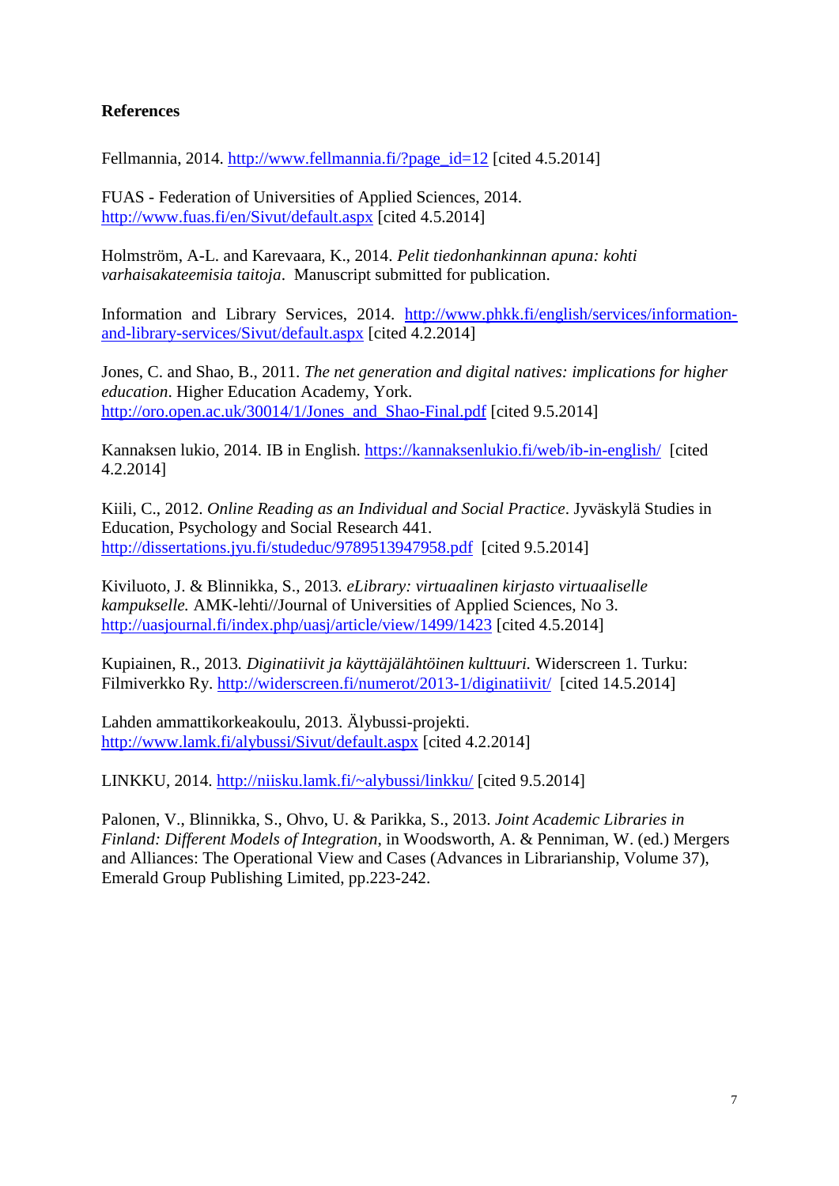**References**

Fellmannia, 2014. http://www.fellmannia.fi/?page_id=12 [cited 4.5.2014]

FUAS - Federation of Universities of Applied Sciences, 2014. http://www.fuas.fi/en/Sivut/default.aspx [cited 4.5.2014]

Holmström, A-L. and Karevaara, K., 2014. *Pelit tiedonhankinnan apuna: kohti varhaisakateemisia taitoja*. Manuscript submitted for publication.

Information and Library Services, 2014. http://www.phkk.fi/english/services/information-and-library-services/Sivut/default.aspx [cited 4.2.2014]

Jones, C. and Shao, B., 2011. *The net generation and digital natives: implications for higher education*. Higher Education Academy, York. http://oro.open.ac.uk/30014/1/Jones_and_Shao-Final.pdf [cited 9.5.2014]

Kannaksen lukio, 2014. IB in English. https://kannaksenlukio.fi/web/ib-in-english/ [cited 4.2.2014]

Kiili, C., 2012. *Online Reading as an Individual and Social Practice*. Jyväskylä Studies in Education, Psychology and Social Research 441. http://dissertations.jyu.fi/studeduc/9789513947958.pdf [cited 9.5.2014]

Kiviluoto, J. & Blinnikka, S., 2013. *eLibrary: virtuaalinen kirjasto virtuaaliselle kampukselle.* AMK-lehti//Journal of Universities of Applied Sciences, No 3. http://uasjournal.fi/index.php/uasj/article/view/1499/1423 [cited 4.5.2014]

Kupiainen, R., 2013. *Diginatiivit ja käyttäjälähtöinen kulttuuri.* Widerscreen 1. Turku: Filmiverkko Ry. http://widerscreen.fi/numerot/2013-1/diginatiivit/ [cited 14.5.2014]

Lahden ammattikorkeakoulu, 2013. Älybussi-projekti. http://www.lamk.fi/alybussi/Sivut/default.aspx [cited 4.2.2014]

LINKKU, 2014. http://niisku.lamk.fi/~alybussi/linkku/ [cited 9.5.2014]

Palonen, V., Blinnikka, S., Ohvo, U. & Parikka, S., 2013. *Joint Academic Libraries in Finland: Different Models of Integration*, in Woodsworth, A. & Penniman, W. (ed.) Mergers and Alliances: The Operational View and Cases (Advances in Librarianship, Volume 37), Emerald Group Publishing Limited, pp.223-242.